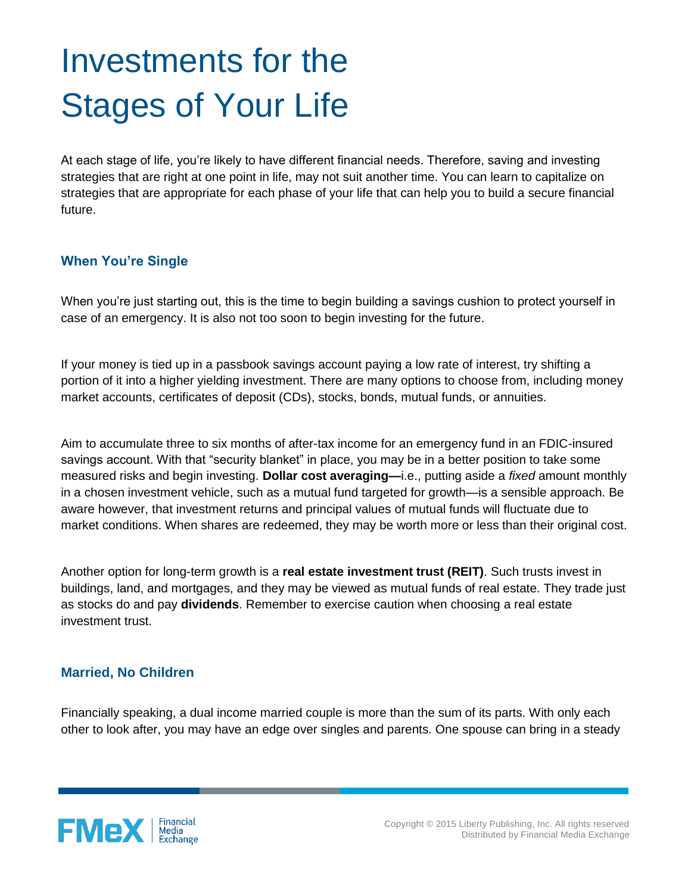# Investments for the Stages of Your Life

At each stage of life, you're likely to have different financial needs. Therefore, saving and investing strategies that are right at one point in life, may not suit another time. You can learn to capitalize on strategies that are appropriate for each phase of your life that can help you to build a secure financial future.

## When You're Single

When you're just starting out, this is the time to begin building a savings cushion to protect yourself in case of an emergency. It is also not too soon to begin investing for the future.

If your money is tied up in a passbook savings account paying a low rate of interest, try shifting a portion of it into a higher yielding investment. There are many options to choose from, including money market accounts, certificates of deposit (CDs), stocks, bonds, mutual funds, or annuities.

Aim to accumulate three to six months of after-tax income for an emergency fund in an FDIC-insured savings account. With that "security blanket" in place, you may be in a better position to take some measured risks and begin investing. **Dollar cost averaging—**i.e., putting aside a *fixed* amount monthly in a chosen investment vehicle, such as a mutual fund targeted for growth—is a sensible approach. Be aware however, that investment returns and principal values of mutual funds will fluctuate due to market conditions. When shares are redeemed, they may be worth more or less than their original cost.

Another option for long-term growth is a **real estate investment trust (REIT)**. Such trusts invest in buildings, land, and mortgages, and they may be viewed as mutual funds of real estate. They trade just as stocks do and pay **dividends**. Remember to exercise caution when choosing a real estate investment trust.

## Married, No Children

Financially speaking, a dual income married couple is more than the sum of its parts. With only each other to look after, you may have an edge over singles and parents. One spouse can bring in a steady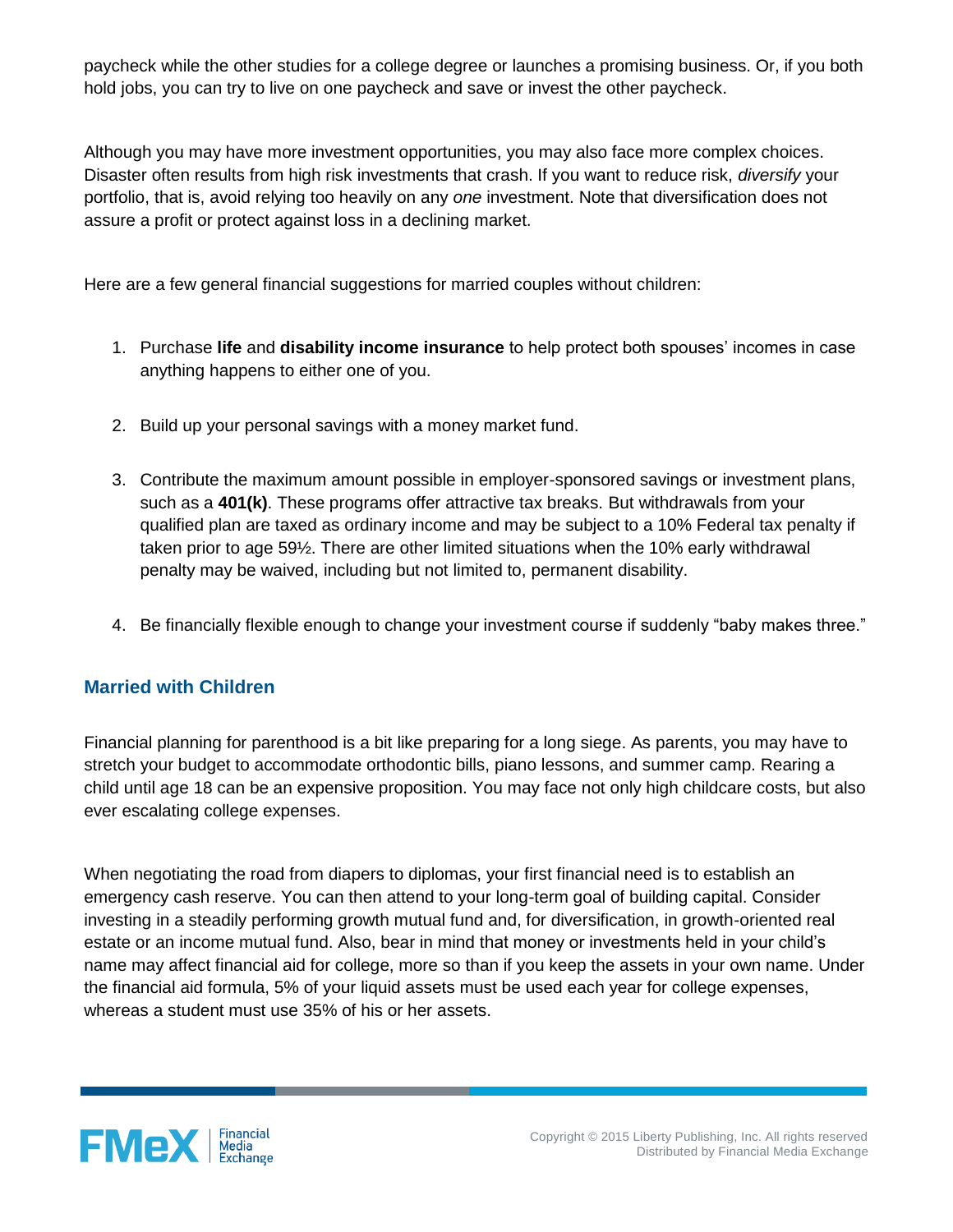paycheck while the other studies for a college degree or launches a promising business. Or, if you both hold jobs, you can try to live on one paycheck and save or invest the other paycheck.

Although you may have more investment opportunities, you may also face more complex choices. Disaster often results from high risk investments that crash. If you want to reduce risk, *diversify* your portfolio, that is, avoid relying too heavily on any *one* investment. Note that diversification does not assure a profit or protect against loss in a declining market.

Here are a few general financial suggestions for married couples without children:

1. Purchase **life** and **disability income insurance** to help protect both spouses' incomes in case anything happens to either one of you.

2. Build up your personal savings with a money market fund.

3. Contribute the maximum amount possible in employer-sponsored savings or investment plans, such as a **401(k)**. These programs offer attractive tax breaks. But withdrawals from your qualified plan are taxed as ordinary income and may be subject to a 10% Federal tax penalty if taken prior to age 59½. There are other limited situations when the 10% early withdrawal penalty may be waived, including but not limited to, permanent disability.

4. Be financially flexible enough to change your investment course if suddenly "baby makes three."

## Married with Children

Financial planning for parenthood is a bit like preparing for a long siege. As parents, you may have to stretch your budget to accommodate orthodontic bills, piano lessons, and summer camp. Rearing a child until age 18 can be an expensive proposition. You may face not only high childcare costs, but also ever escalating college expenses.

When negotiating the road from diapers to diplomas, your first financial need is to establish an emergency cash reserve. You can then attend to your long-term goal of building capital. Consider investing in a steadily performing growth mutual fund and, for diversification, in growth-oriented real estate or an income mutual fund. Also, bear in mind that money or investments held in your child's name may affect financial aid for college, more so than if you keep the assets in your own name. Under the financial aid formula, 5% of your liquid assets must be used each year for college expenses, whereas a student must use 35% of his or her assets.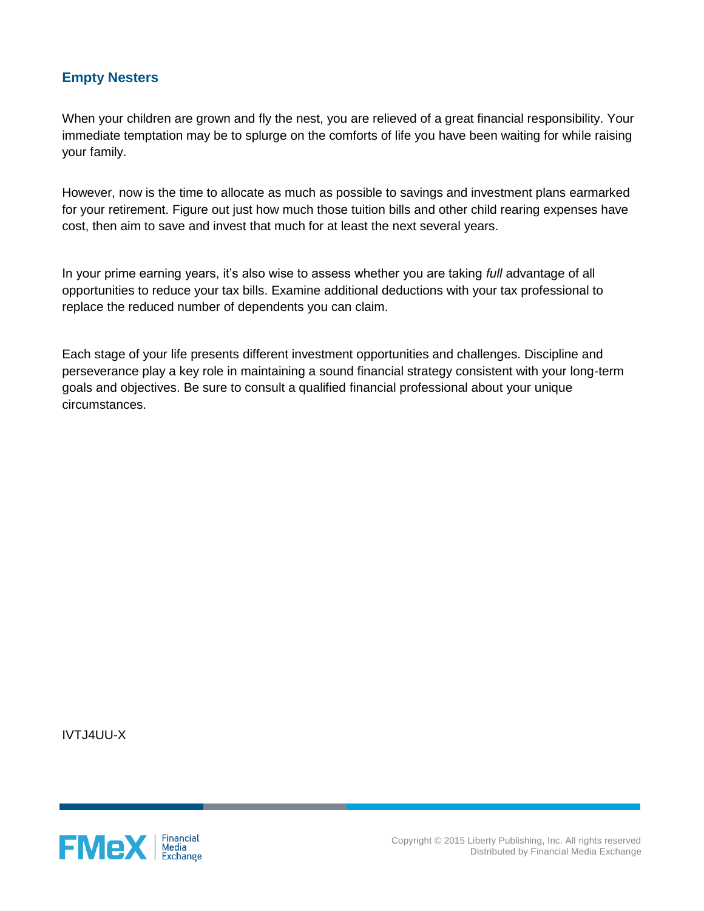## Empty Nesters

When your children are grown and fly the nest, you are relieved of a great financial responsibility. Your immediate temptation may be to splurge on the comforts of life you have been waiting for while raising your family.

However, now is the time to allocate as much as possible to savings and investment plans earmarked for your retirement. Figure out just how much those tuition bills and other child rearing expenses have cost, then aim to save and invest that much for at least the next several years.

In your prime earning years, it's also wise to assess whether you are taking *full* advantage of all opportunities to reduce your tax bills. Examine additional deductions with your tax professional to replace the reduced number of dependents you can claim.

Each stage of your life presents different investment opportunities and challenges. Discipline and perseverance play a key role in maintaining a sound financial strategy consistent with your long-term goals and objectives. Be sure to consult a qualified financial professional about your unique circumstances.

IVTJ4UU-X

Copyright © 2015 Liberty Publishing, Inc. All rights reserved
Distributed by Financial Media Exchange